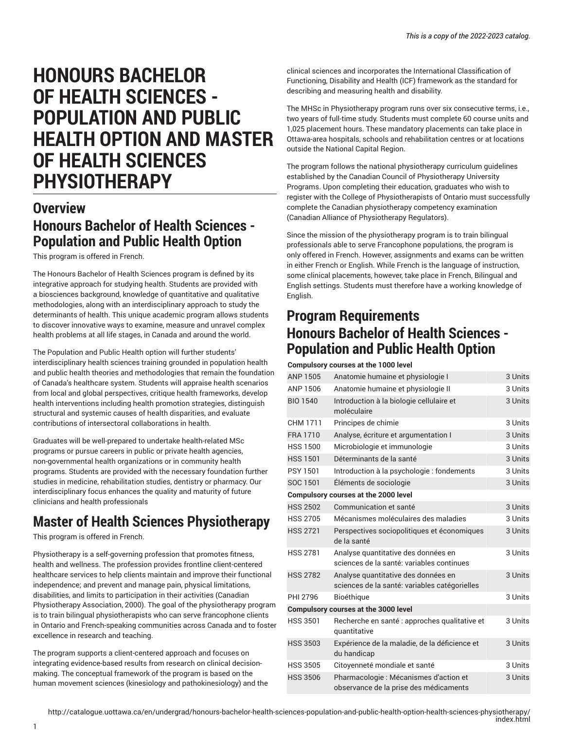# HONOURS BACHELOR OF HEALTH SCIENCES - POPULATION AND PUBLIC HEALTH OPTION AND MASTER OF HEALTH SCIENCES PHYSIOTHERAPY

## Overview

## Honours Bachelor of Health Sciences - Population and Public Health Option

This program is offered in French.

The Honours Bachelor of Health Sciences program is defined by its integrative approach for studying health. Students are provided with a biosciences background, knowledge of quantitative and qualitative methodologies, along with an interdisciplinary approach to study the determinants of health. This unique academic program allows students to discover innovative ways to examine, measure and unravel complex health problems at all life stages, in Canada and around the world.

The Population and Public Health option will further students' interdisciplinary health sciences training grounded in population health and public health theories and methodologies that remain the foundation of Canada's healthcare system. Students will appraise health scenarios from local and global perspectives, critique health frameworks, develop health interventions including health promotion strategies, distinguish structural and systemic causes of health disparities, and evaluate contributions of intersectoral collaborations in health.

Graduates will be well-prepared to undertake health-related MSc programs or pursue careers in public or private health agencies, non-governmental health organizations or in community health programs. Students are provided with the necessary foundation further studies in medicine, rehabilitation studies, dentistry or pharmacy. Our interdisciplinary focus enhances the quality and maturity of future clinicians and health professionals

## Master of Health Sciences Physiotherapy

This program is offered in French.

Physiotherapy is a self-governing profession that promotes fitness, health and wellness. The profession provides frontline client-centered healthcare services to help clients maintain and improve their functional independence; and prevent and manage pain, physical limitations, disabilities, and limits to participation in their activities (Canadian Physiotherapy Association, 2000). The goal of the physiotherapy program is to train bilingual physiotherapists who can serve francophone clients in Ontario and French-speaking communities across Canada and to foster excellence in research and teaching.

The program supports a client-centered approach and focuses on integrating evidence-based results from research on clinical decision-making. The conceptual framework of the program is based on the human movement sciences (kinesiology and pathokinesiology) and the clinical sciences and incorporates the International Classification of Functioning, Disability and Health (ICF) framework as the standard for describing and measuring health and disability.

The MHSc in Physiotherapy program runs over six consecutive terms, i.e., two years of full-time study. Students must complete 60 course units and 1,025 placement hours. These mandatory placements can take place in Ottawa-area hospitals, schools and rehabilitation centres or at locations outside the National Capital Region.

The program follows the national physiotherapy curriculum guidelines established by the Canadian Council of Physiotherapy University Programs. Upon completing their education, graduates who wish to register with the College of Physiotherapists of Ontario must successfully complete the Canadian physiotherapy competency examination (Canadian Alliance of Physiotherapy Regulators).

Since the mission of the physiotherapy program is to train bilingual professionals able to serve Francophone populations, the program is only offered in French. However, assignments and exams can be written in either French or English. While French is the language of instruction, some clinical placements, however, take place in French, Bilingual and English settings. Students must therefore have a working knowledge of English.

## Program Requirements

## Honours Bachelor of Health Sciences - Population and Public Health Option

| Compulsory courses at the 1000 level | | |
|---|---|---|
| ANP 1505 | Anatomie humaine et physiologie I | 3 Units |
| ANP 1506 | Anatomie humaine et physiologie II | 3 Units |
| BIO 1540 | Introduction à la biologie cellulaire et moléculaire | 3 Units |
| CHM 1711 | Principes de chimie | 3 Units |
| FRA 1710 | Analyse, écriture et argumentation I | 3 Units |
| HSS 1500 | Microbiologie et immunologie | 3 Units |
| HSS 1501 | Déterminants de la santé | 3 Units |
| PSY 1501 | Introduction à la psychologie : fondements | 3 Units |
| SOC 1501 | Éléments de sociologie | 3 Units |
| **Compulsory courses at the 2000 level** | | |
| HSS 2502 | Communication et santé | 3 Units |
| HSS 2705 | Mécanismes moléculaires des maladies | 3 Units |
| HSS 2721 | Perspectives sociopolitiques et économiques de la santé | 3 Units |
| HSS 2781 | Analyse quantitative des données en sciences de la santé: variables continues | 3 Units |
| HSS 2782 | Analyse quantitative des données en sciences de la santé: variables catégorielles | 3 Units |
| PHI 2796 | Bioéthique | 3 Units |
| **Compulsory courses at the 3000 level** | | |
| HSS 3501 | Recherche en santé : approches qualitative et quantitative | 3 Units |
| HSS 3503 | Expérience de la maladie, de la déficience et du handicap | 3 Units |
| HSS 3505 | Citoyenneté mondiale et santé | 3 Units |
| HSS 3506 | Pharmacologie : Mécanismes d'action et observance de la prise des médicaments | 3 Units |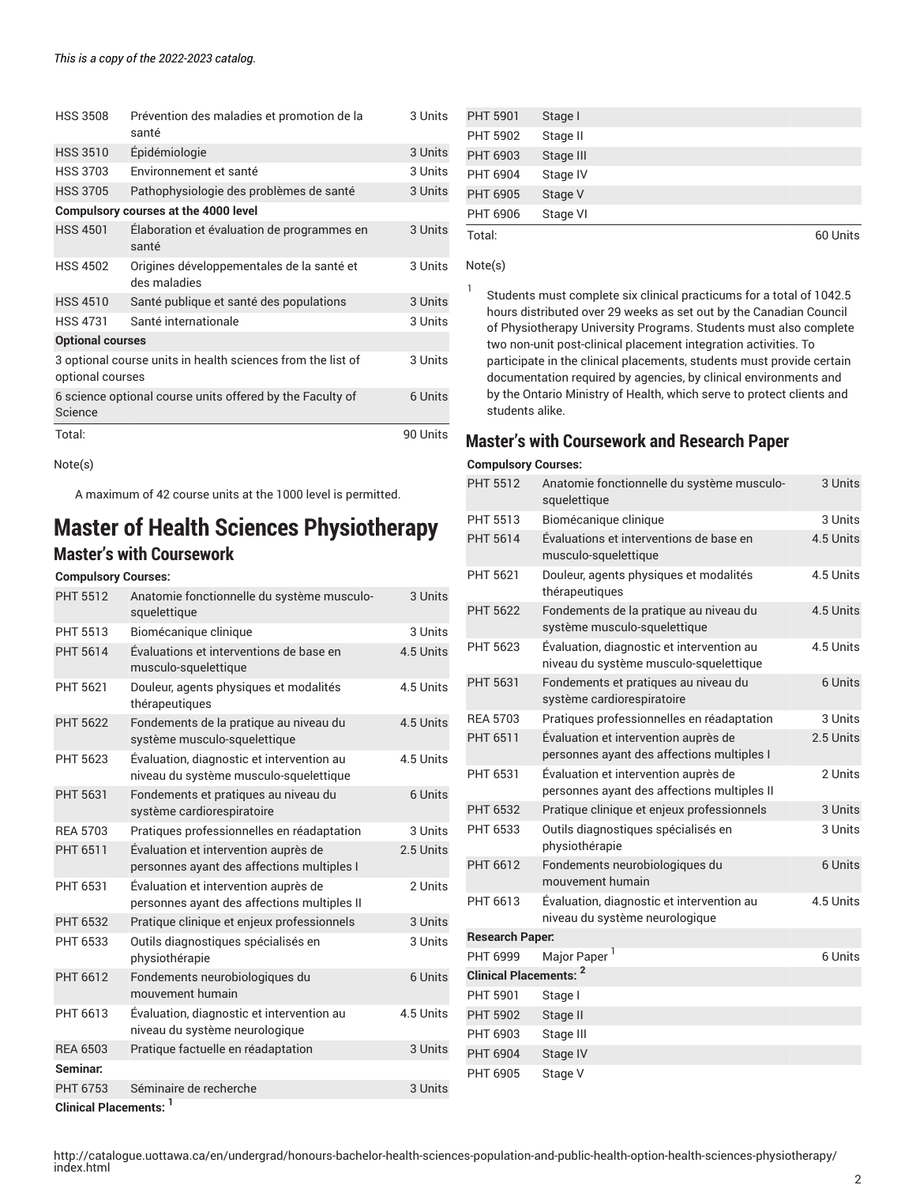| | | |
|---|---|---|
| HSS 3508 | Prévention des maladies et promotion de la santé | 3 Units |
| HSS 3510 | Épidémiologie | 3 Units |
| HSS 3703 | Environnement et santé | 3 Units |
| HSS 3705 | Pathophysiologie des problèmes de santé | 3 Units |
| **Compulsory courses at the 4000 level** | | |
| HSS 4501 | Élaboration et évaluation de programmes en santé | 3 Units |
| HSS 4502 | Origines développementales de la santé et des maladies | 3 Units |
| HSS 4510 | Santé publique et santé des populations | 3 Units |
| HSS 4731 | Santé internationale | 3 Units |
| **Optional courses** | | |
| 3 optional course units in health sciences from the list of optional courses | | 3 Units |
| 6 science optional course units offered by the Faculty of Science | | 6 Units |
| Total: | | 90 Units |

Note(s)

A maximum of 42 course units at the 1000 level is permitted.

# Master of Health Sciences Physiotherapy

## Master's with Coursework

| | | |
|---|---|---|
| **Compulsory Courses:** | | |
| PHT 5512 | Anatomie fonctionnelle du système musculo-squelettique | 3 Units |
| PHT 5513 | Biomécanique clinique | 3 Units |
| PHT 5614 | Évaluations et interventions de base en musculo-squelettique | 4.5 Units |
| PHT 5621 | Douleur, agents physiques et modalités thérapeutiques | 4.5 Units |
| PHT 5622 | Fondements de la pratique au niveau du système musculo-squelettique | 4.5 Units |
| PHT 5623 | Évaluation, diagnostic et intervention au niveau du système musculo-squelettique | 4.5 Units |
| PHT 5631 | Fondements et pratiques au niveau du système cardiorespiratoire | 6 Units |
| REA 5703 | Pratiques professionnelles en réadaptation | 3 Units |
| PHT 6511 | Évaluation et intervention auprès de personnes ayant des affections multiples I | 2.5 Units |
| PHT 6531 | Évaluation et intervention auprès de personnes ayant des affections multiples II | 2 Units |
| PHT 6532 | Pratique clinique et enjeux professionnels | 3 Units |
| PHT 6533 | Outils diagnostiques spécialisés en physiothérapie | 3 Units |
| PHT 6612 | Fondements neurobiologiques du mouvement humain | 6 Units |
| PHT 6613 | Évaluation, diagnostic et intervention au niveau du système neurologique | 4.5 Units |
| REA 6503 | Pratique factuelle en réadaptation | 3 Units |
| **Seminar:** | | |
| PHT 6753 | Séminaire de recherche | 3 Units |
| **Clinical Placements:** [1] | | |
| PHT 5901 | Stage I | |
| PHT 5902 | Stage II | |
| PHT 6903 | Stage III | |
| PHT 6904 | Stage IV | |
| PHT 6905 | Stage V | |
| PHT 6906 | Stage VI | |
| Total: | | 60 Units |

Note(s)

1. Students must complete six clinical practicums for a total of 1042.5 hours distributed over 29 weeks as set out by the Canadian Council of Physiotherapy University Programs. Students must also complete two non-unit post-clinical placement integration activities. To participate in the clinical placements, students must provide certain documentation required by agencies, by clinical environments and by the Ontario Ministry of Health, which serve to protect clients and students alike.

## Master's with Coursework and Research Paper

| | | |
|---|---|---|
| **Compulsory Courses:** | | |
| PHT 5512 | Anatomie fonctionnelle du système musculo-squelettique | 3 Units |
| PHT 5513 | Biomécanique clinique | 3 Units |
| PHT 5614 | Évaluations et interventions de base en musculo-squelettique | 4.5 Units |
| PHT 5621 | Douleur, agents physiques et modalités thérapeutiques | 4.5 Units |
| PHT 5622 | Fondements de la pratique au niveau du système musculo-squelettique | 4.5 Units |
| PHT 5623 | Évaluation, diagnostic et intervention au niveau du système musculo-squelettique | 4.5 Units |
| PHT 5631 | Fondements et pratiques au niveau du système cardiorespiratoire | 6 Units |
| REA 5703 | Pratiques professionnelles en réadaptation | 3 Units |
| PHT 6511 | Évaluation et intervention auprès de personnes ayant des affections multiples I | 2.5 Units |
| PHT 6531 | Évaluation et intervention auprès de personnes ayant des affections multiples II | 2 Units |
| PHT 6532 | Pratique clinique et enjeux professionnels | 3 Units |
| PHT 6533 | Outils diagnostiques spécialisés en physiothérapie | 3 Units |
| PHT 6612 | Fondements neurobiologiques du mouvement humain | 6 Units |
| PHT 6613 | Évaluation, diagnostic et intervention au niveau du système neurologique | 4.5 Units |
| **Research Paper:** | | |
| PHT 6999 | Major Paper [1] | 6 Units |
| **Clinical Placements:** [2] | | |
| PHT 5901 | Stage I | |
| PHT 5902 | Stage II | |
| PHT 6903 | Stage III | |
| PHT 6904 | Stage IV | |
| PHT 6905 | Stage V | |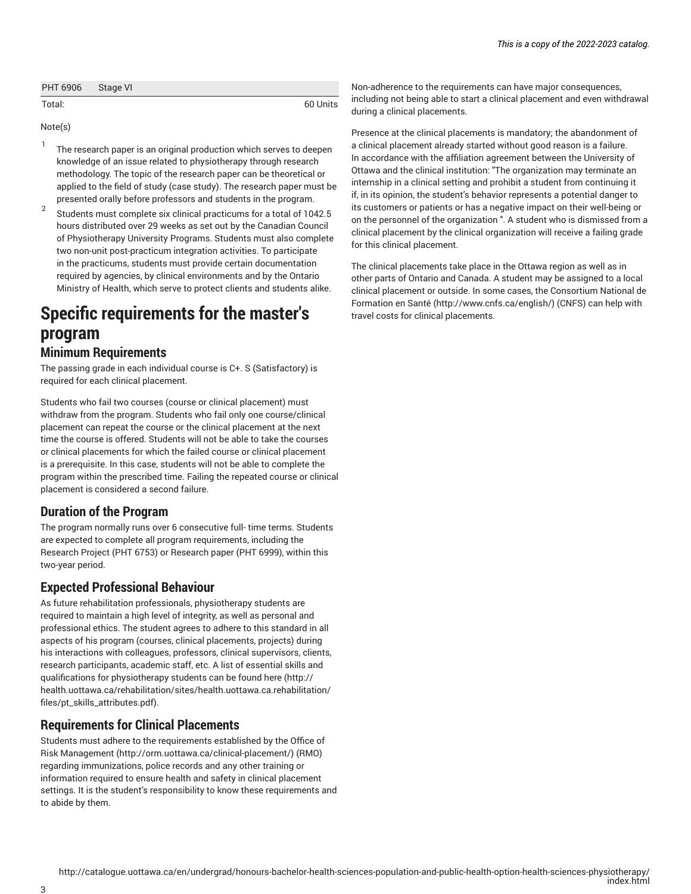| | | |
|---|---|---|
| PHT 6906 | Stage VI | |
| Total: | | 60 Units |

Note(s)

1. The research paper is an original production which serves to deepen knowledge of an issue related to physiotherapy through research methodology. The topic of the research paper can be theoretical or applied to the field of study (case study). The research paper must be presented orally before professors and students in the program.
2. Students must complete six clinical practicums for a total of 1042.5 hours distributed over 29 weeks as set out by the Canadian Council of Physiotherapy University Programs. Students must also complete two non-unit post-practicum integration activities. To participate in the practicums, students must provide certain documentation required by agencies, by clinical environments and by the Ontario Ministry of Health, which serve to protect clients and students alike.

# Specific requirements for the master's program

## Minimum Requirements

The passing grade in each individual course is C+. S (Satisfactory) is required for each clinical placement.

Students who fail two courses (course or clinical placement) must withdraw from the program. Students who fail only one course/clinical placement can repeat the course or the clinical placement at the next time the course is offered. Students will not be able to take the courses or clinical placements for which the failed course or clinical placement is a prerequisite. In this case, students will not be able to complete the program within the prescribed time. Failing the repeated course or clinical placement is considered a second failure.

## Duration of the Program

The program normally runs over 6 consecutive full- time terms. Students are expected to complete all program requirements, including the Research Project (PHT 6753) or Research paper (PHT 6999), within this two-year period.

## Expected Professional Behaviour

As future rehabilitation professionals, physiotherapy students are required to maintain a high level of integrity, as well as personal and professional ethics. The student agrees to adhere to this standard in all aspects of his program (courses, clinical placements, projects) during his interactions with colleagues, professors, clinical supervisors, clients, research participants, academic staff, etc. A list of essential skills and qualifications for physiotherapy students can be found here (http://health.uottawa.ca/rehabilitation/sites/health.uottawa.ca.rehabilitation/files/pt_skills_attributes.pdf).

## Requirements for Clinical Placements

Students must adhere to the requirements established by the Office of Risk Management (http://orm.uottawa.ca/clinical-placement/) (RMO) regarding immunizations, police records and any other training or information required to ensure health and safety in clinical placement settings. It is the student's responsibility to know these requirements and to abide by them.

Non-adherence to the requirements can have major consequences, including not being able to start a clinical placement and even withdrawal during a clinical placements.

Presence at the clinical placements is mandatory; the abandonment of a clinical placement already started without good reason is a failure. In accordance with the affiliation agreement between the University of Ottawa and the clinical institution: "The organization may terminate an internship in a clinical setting and prohibit a student from continuing it if, in its opinion, the student's behavior represents a potential danger to its customers or patients or has a negative impact on their well-being or on the personnel of the organization ". A student who is dismissed from a clinical placement by the clinical organization will receive a failing grade for this clinical placement.

The clinical placements take place in the Ottawa region as well as in other parts of Ontario and Canada. A student may be assigned to a local clinical placement or outside. In some cases, the Consortium National de Formation en Santé (http://www.cnfs.ca/english/) (CNFS) can help with travel costs for clinical placements.